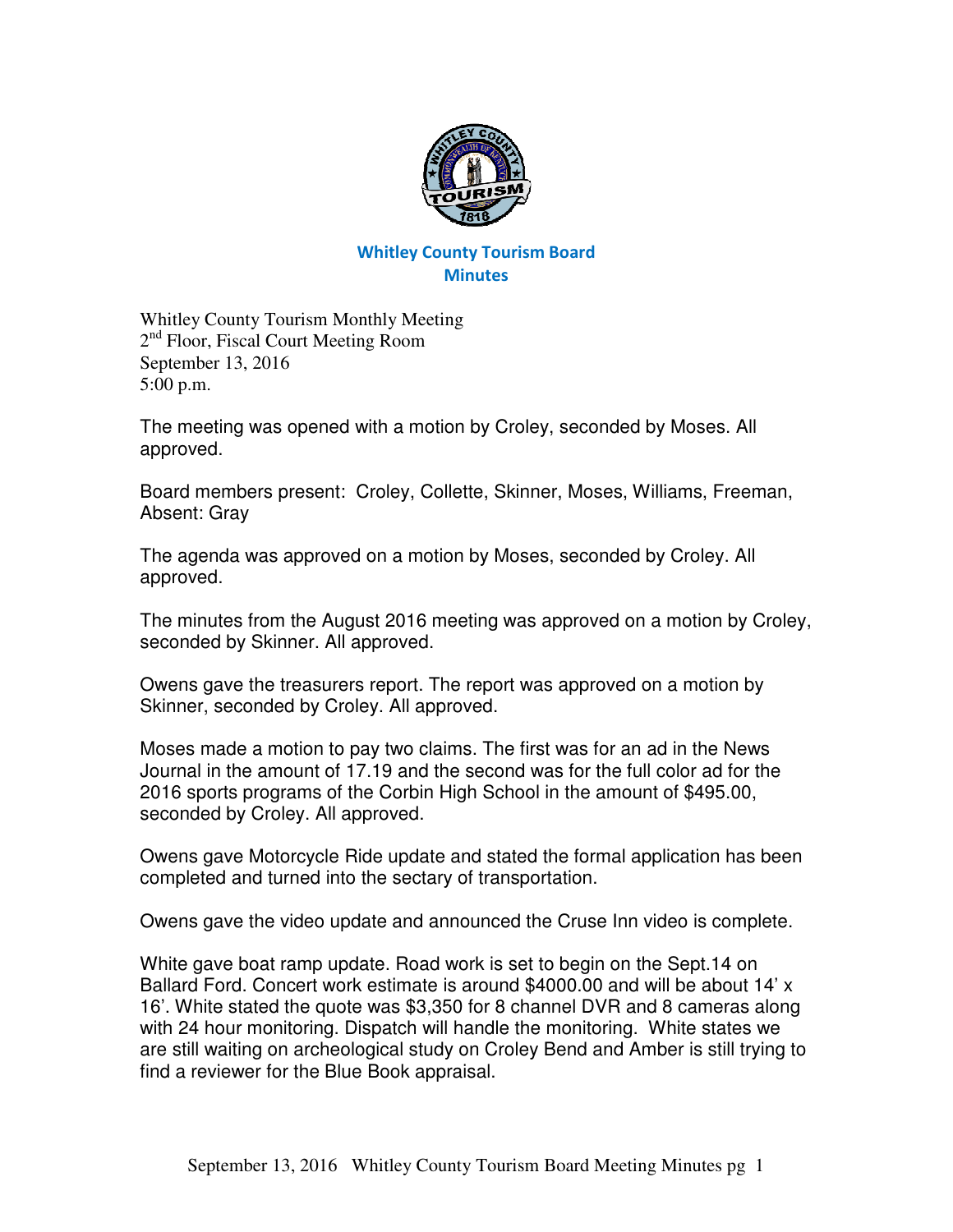# Whitley County Tourism Board Minutes

Whitley County Tourism Monthly Meeting
2nd Floor, Fiscal Court Meeting Room
September 13, 2016
5:00 p.m.

The meeting was opened with a motion by Croley, seconded by Moses. All approved.

Board members present: Croley, Collette, Skinner, Moses, Williams, Freeman, Absent: Gray

The agenda was approved on a motion by Moses, seconded by Croley. All approved.

The minutes from the August 2016 meeting was approved on a motion by Croley, seconded by Skinner. All approved.

Owens gave the treasurers report. The report was approved on a motion by Skinner, seconded by Croley. All approved.

Moses made a motion to pay two claims. The first was for an ad in the News Journal in the amount of 17.19 and the second was for the full color ad for the 2016 sports programs of the Corbin High School in the amount of $495.00, seconded by Croley. All approved.

Owens gave Motorcycle Ride update and stated the formal application has been completed and turned into the sectary of transportation.

Owens gave the video update and announced the Cruse Inn video is complete.

White gave boat ramp update. Road work is set to begin on the Sept.14 on Ballard Ford. Concert work estimate is around $4000.00 and will be about 14' x 16'. White stated the quote was $3,350 for 8 channel DVR and 8 cameras along with 24 hour monitoring. Dispatch will handle the monitoring. White states we are still waiting on archeological study on Croley Bend and Amber is still trying to find a reviewer for the Blue Book appraisal.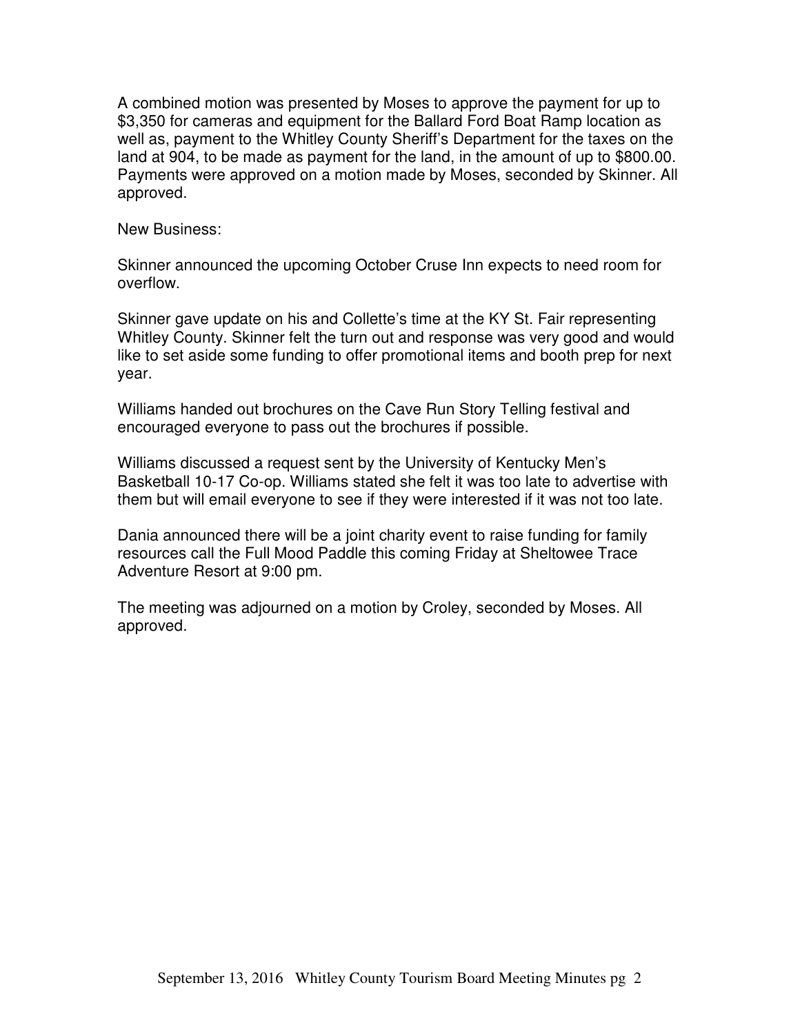A combined motion was presented by Moses to approve the payment for up to $3,350 for cameras and equipment for the Ballard Ford Boat Ramp location as well as, payment to the Whitley County Sheriff's Department for the taxes on the land at 904, to be made as payment for the land, in the amount of up to $800.00. Payments were approved on a motion made by Moses, seconded by Skinner. All approved.

New Business:

Skinner announced the upcoming October Cruse Inn expects to need room for overflow.

Skinner gave update on his and Collette's time at the KY St. Fair representing Whitley County. Skinner felt the turn out and response was very good and would like to set aside some funding to offer promotional items and booth prep for next year.

Williams handed out brochures on the Cave Run Story Telling festival and encouraged everyone to pass out the brochures if possible.

Williams discussed a request sent by the University of Kentucky Men's Basketball 10-17 Co-op. Williams stated she felt it was too late to advertise with them but will email everyone to see if they were interested if it was not too late.

Dania announced there will be a joint charity event to raise funding for family resources call the Full Mood Paddle this coming Friday at Sheltowee Trace Adventure Resort at 9:00 pm.

The meeting was adjourned on a motion by Croley, seconded by Moses. All approved.